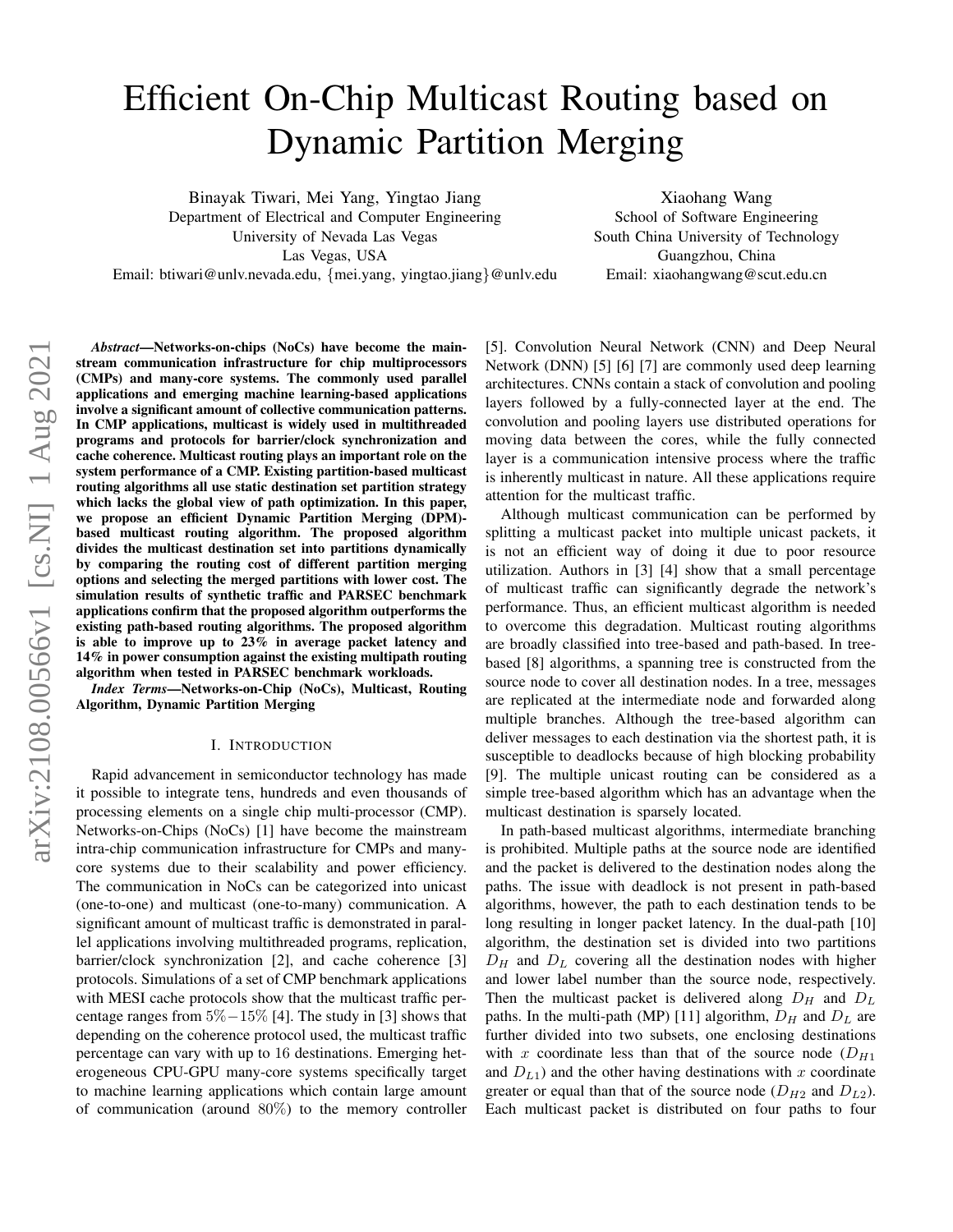# Efficient On-Chip Multicast Routing based on Dynamic Partition Merging

Binayak Tiwari, Mei Yang, Yingtao Jiang
Department of Electrical and Computer Engineering
University of Nevada Las Vegas
Las Vegas, USA
Email: btiwari@unlv.nevada.edu, {mei.yang, yingtao.jiang}@unlv.edu

Xiaohang Wang
School of Software Engineering
South China University of Technology
Guangzhou, China
Email: xiaohangwang@scut.edu.cn

***Abstract*—Networks-on-chips (NoCs) have become the mainstream communication infrastructure for chip multiprocessors (CMPs) and many-core systems. The commonly used parallel applications and emerging machine learning-based applications involve a significant amount of collective communication patterns. In CMP applications, multicast is widely used in multithreaded programs and protocols for barrier/clock synchronization and cache coherence. Multicast routing plays an important role on the system performance of a CMP. Existing partition-based multicast routing algorithms all use static destination set partition strategy which lacks the global view of path optimization. In this paper, we propose an efficient Dynamic Partition Merging (DPM)-based multicast routing algorithm. The proposed algorithm divides the multicast destination set into partitions dynamically by comparing the routing cost of different partition merging options and selecting the merged partitions with lower cost. The simulation results of synthetic traffic and PARSEC benchmark applications confirm that the proposed algorithm outperforms the existing path-based routing algorithms. The proposed algorithm is able to improve up to 23% in average packet latency and 14% in power consumption against the existing multipath routing algorithm when tested in PARSEC benchmark workloads.**

***Index Terms*—Networks-on-Chip (NoCs), Multicast, Routing Algorithm, Dynamic Partition Merging**

## I. Introduction

Rapid advancement in semiconductor technology has made it possible to integrate tens, hundreds and even thousands of processing elements on a single chip multi-processor (CMP). Networks-on-Chips (NoCs) [1] have become the mainstream intra-chip communication infrastructure for CMPs and many-core systems due to their scalability and power efficiency. The communication in NoCs can be categorized into unicast (one-to-one) and multicast (one-to-many) communication. A significant amount of multicast traffic is demonstrated in parallel applications involving multithreaded programs, replication, barrier/clock synchronization [2], and cache coherence [3] protocols. Simulations of a set of CMP benchmark applications with MESI cache protocols show that the multicast traffic percentage ranges from $5\%-15\%$ [4]. The study in [3] shows that depending on the coherence protocol used, the multicast traffic percentage can vary with up to $16$ destinations. Emerging heterogeneous CPU-GPU many-core systems specifically target to machine learning applications which contain large amount of communication (around $80\%$) to the memory controller [5]. Convolution Neural Network (CNN) and Deep Neural Network (DNN) [5] [6] [7] are commonly used deep learning architectures. CNNs contain a stack of convolution and pooling layers followed by a fully-connected layer at the end. The convolution and pooling layers use distributed operations for moving data between the cores, while the fully connected layer is a communication intensive process where the traffic is inherently multicast in nature. All these applications require attention for the multicast traffic.

Although multicast communication can be performed by splitting a multicast packet into multiple unicast packets, it is not an efficient way of doing it due to poor resource utilization. Authors in [3] [4] show that a small percentage of multicast traffic can significantly degrade the network's performance. Thus, an efficient multicast algorithm is needed to overcome this degradation. Multicast routing algorithms are broadly classified into tree-based and path-based. In tree-based [8] algorithms, a spanning tree is constructed from the source node to cover all destination nodes. In a tree, messages are replicated at the intermediate node and forwarded along multiple branches. Although the tree-based algorithm can deliver messages to each destination via the shortest path, it is susceptible to deadlocks because of high blocking probability [9]. The multiple unicast routing can be considered as a simple tree-based algorithm which has an advantage when the multicast destination is sparsely located.

In path-based multicast algorithms, intermediate branching is prohibited. Multiple paths at the source node are identified and the packet is delivered to the destination nodes along the paths. The issue with deadlock is not present in path-based algorithms, however, the path to each destination tends to be long resulting in longer packet latency. In the dual-path [10] algorithm, the destination set is divided into two partitions $D_H$ and $D_L$ covering all the destination nodes with higher and lower label number than the source node, respectively. Then the multicast packet is delivered along $D_H$ and $D_L$ paths. In the multi-path (MP) [11] algorithm, $D_H$ and $D_L$ are further divided into two subsets, one enclosing destinations with $x$ coordinate less than that of the source node ($D_{H1}$ and $D_{L1}$) and the other having destinations with $x$ coordinate greater or equal than that of the source node ($D_{H2}$ and $D_{L2}$). Each multicast packet is distributed on four paths to four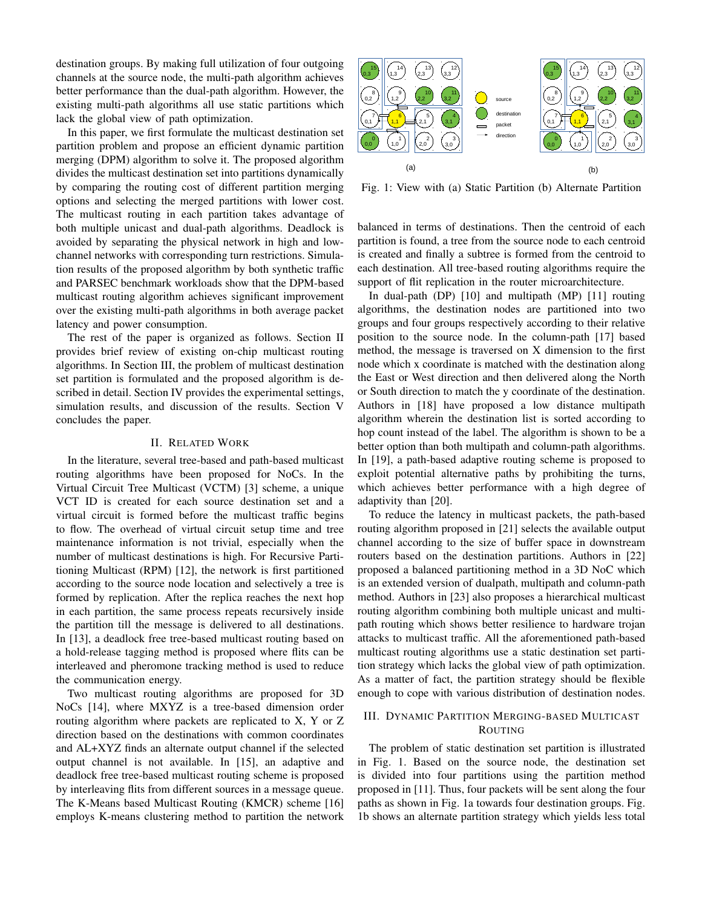destination groups. By making full utilization of four outgoing channels at the source node, the multi-path algorithm achieves better performance than the dual-path algorithm. However, the existing multi-path algorithms all use static partitions which lack the global view of path optimization.

In this paper, we first formulate the multicast destination set partition problem and propose an efficient dynamic partition merging (DPM) algorithm to solve it. The proposed algorithm divides the multicast destination set into partitions dynamically by comparing the routing cost of different partition merging options and selecting the merged partitions with lower cost. The multicast routing in each partition takes advantage of both multiple unicast and dual-path algorithms. Deadlock is avoided by separating the physical network in high and low-channel networks with corresponding turn restrictions. Simulation results of the proposed algorithm by both synthetic traffic and PARSEC benchmark workloads show that the DPM-based multicast routing algorithm achieves significant improvement over the existing multi-path algorithms in both average packet latency and power consumption.

The rest of the paper is organized as follows. Section II provides brief review of existing on-chip multicast routing algorithms. In Section III, the problem of multicast destination set partition is formulated and the proposed algorithm is described in detail. Section IV provides the experimental settings, simulation results, and discussion of the results. Section V concludes the paper.

## II. Related Work

In the literature, several tree-based and path-based multicast routing algorithms have been proposed for NoCs. In the Virtual Circuit Tree Multicast (VCTM) [3] scheme, a unique VCT ID is created for each source destination set and a virtual circuit is formed before the multicast traffic begins to flow. The overhead of virtual circuit setup time and tree maintenance information is not trivial, especially when the number of multicast destinations is high. For Recursive Partitioning Multicast (RPM) [12], the network is first partitioned according to the source node location and selectively a tree is formed by replication. After the replica reaches the next hop in each partition, the same process repeats recursively inside the partition till the message is delivered to all destinations. In [13], a deadlock free tree-based multicast routing based on a hold-release tagging method is proposed where flits can be interleaved and pheromone tracking method is used to reduce the communication energy.

Two multicast routing algorithms are proposed for 3D NoCs [14], where MXYZ is a tree-based dimension order routing algorithm where packets are replicated to X, Y or Z direction based on the destinations with common coordinates and AL+XYZ finds an alternate output channel if the selected output channel is not available. In [15], an adaptive and deadlock free tree-based multicast routing scheme is proposed by interleaving flits from different sources in a message queue. The K-Means based Multicast Routing (KMCR) scheme [16] employs K-means clustering method to partition the network balanced in terms of destinations. Then the centroid of each partition is found, a tree from the source node to each centroid is created and finally a subtree is formed from the centroid to each destination. All tree-based routing algorithms require the support of flit replication in the router microarchitecture.

In dual-path (DP) [10] and multipath (MP) [11] routing algorithms, the destination nodes are partitioned into two groups and four groups respectively according to their relative position to the source node. In the column-path [17] based method, the message is traversed on X dimension to the first node which x coordinate is matched with the destination along the East or West direction and then delivered along the North or South direction to match the y coordinate of the destination. Authors in [18] have proposed a low distance multipath algorithm wherein the destination list is sorted according to hop count instead of the label. The algorithm is shown to be a better option than both multipath and column-path algorithms. In [19], a path-based adaptive routing scheme is proposed to exploit potential alternative paths by prohibiting the turns, which achieves better performance with a high degree of adaptivity than [20].

To reduce the latency in multicast packets, the path-based routing algorithm proposed in [21] selects the available output channel according to the size of buffer space in downstream routers based on the destination partitions. Authors in [22] proposed a balanced partitioning method in a 3D NoC which is an extended version of dualpath, multipath and column-path method. Authors in [23] also proposes a hierarchical multicast routing algorithm combining both multiple unicast and multipath routing which shows better resilience to hardware trojan attacks to multicast traffic. All the aforementioned path-based multicast routing algorithms use a static destination set partition strategy which lacks the global view of path optimization. As a matter of fact, the partition strategy should be flexible enough to cope with various distribution of destination nodes.

## III. Dynamic Partition Merging-based Multicast Routing

The problem of static destination set partition is illustrated in Fig. 1. Based on the source node, the destination set is divided into four partitions using the partition method proposed in [11]. Thus, four packets will be sent along the four paths as shown in Fig. 1a towards four destination groups. Fig. 1b shows an alternate partition strategy which yields less total

source
destination
packet
direction
(a)
(b)

Fig. 1: View with (a) Static Partition (b) Alternate Partition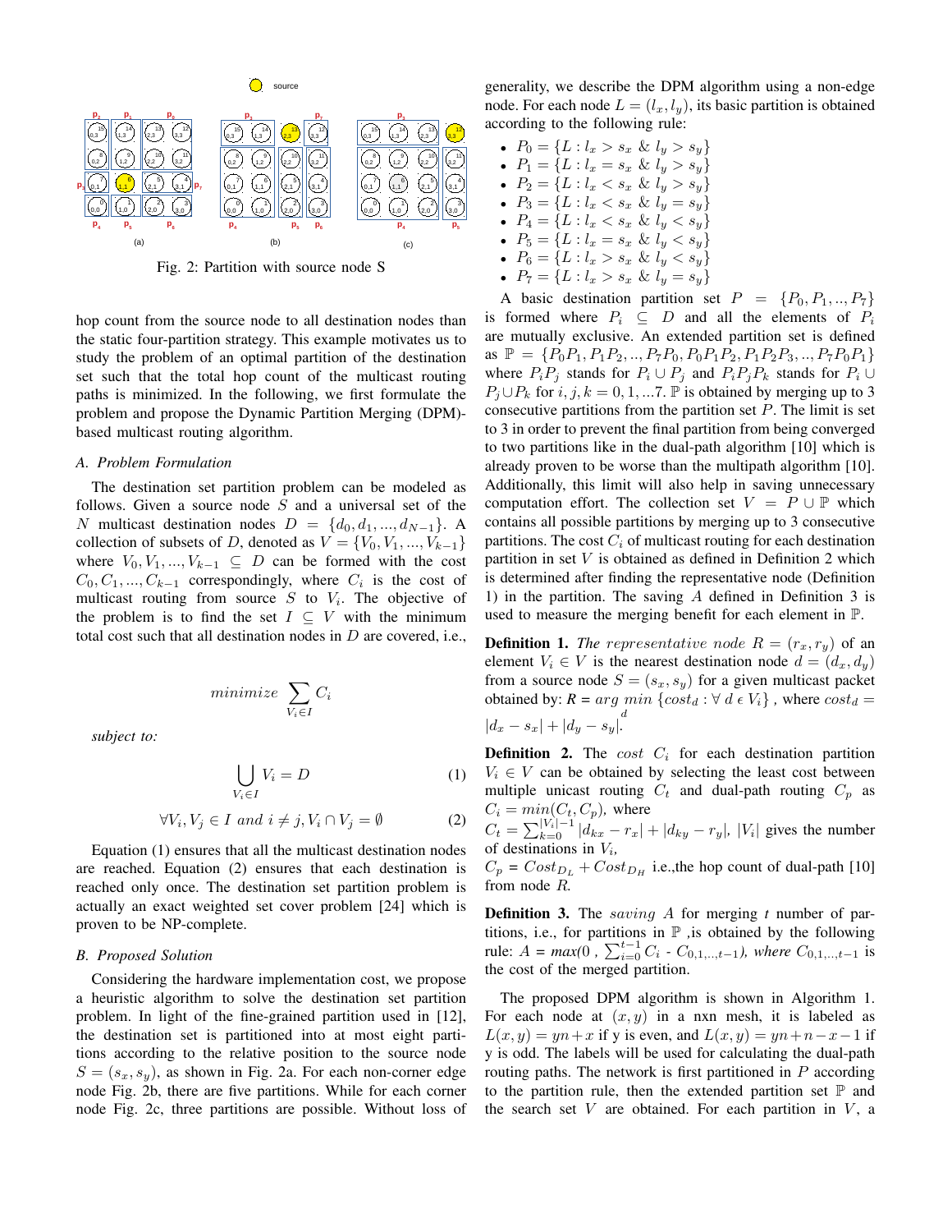Fig. 2: Partition with source node S

hop count from the source node to all destination nodes than the static four-partition strategy. This example motivates us to study the problem of an optimal partition of the destination set such that the total hop count of the multicast routing paths is minimized. In the following, we first formulate the problem and propose the Dynamic Partition Merging (DPM)-based multicast routing algorithm.

### A. Problem Formulation

The destination set partition problem can be modeled as follows. Given a source node $S$ and a universal set of the $N$ multicast destination nodes $D = \{d_0, d_1, ..., d_{N-1}\}$. A collection of subsets of $D$, denoted as $V = \{V_0, V_1, ..., V_{k-1}\}$ where $V_0, V_1, ..., V_{k-1} \subseteq D$ can be formed with the cost $C_0, C_1, ..., C_{k-1}$ correspondingly, where $C_i$ is the cost of multicast routing from source $S$ to $V_i$. The objective of the problem is to find the set $I \subseteq V$ with the minimum total cost such that all destination nodes in $D$ are covered, i.e.,

$$minimize \sum_{V_i \in I} C_i$$

*subject to:*

$$\bigcup_{V_i \in I} V_i = D \quad (1)$$

$$\forall V_i, V_j \in I \ and \ i \neq j, V_i \cap V_j = \emptyset \quad (2)$$

Equation (1) ensures that all the multicast destination nodes are reached. Equation (2) ensures that each destination is reached only once. The destination set partition problem is actually an exact weighted set cover problem [24] which is proven to be NP-complete.

### B. Proposed Solution

Considering the hardware implementation cost, we propose a heuristic algorithm to solve the destination set partition problem. In light of the fine-grained partition used in [12], the destination set is partitioned into at most eight partitions according to the relative position to the source node $S = (s_x, s_y)$, as shown in Fig. 2a. For each non-corner edge node Fig. 2b, there are five partitions. While for each corner node Fig. 2c, three partitions are possible. Without loss of generality, we describe the DPM algorithm using a non-edge node. For each node $L = (l_x, l_y)$, its basic partition is obtained according to the following rule:

- $P_0 = \{L : l_x > s_x \ \& \ l_y > s_y\}$
- $P_1 = \{L : l_x = s_x \ \& \ l_y > s_y\}$
- $P_2 = \{L : l_x < s_x \ \& \ l_y > s_y\}$
- $P_3 = \{L : l_x < s_x \ \& \ l_y = s_y\}$
- $P_4 = \{L : l_x < s_x \ \& \ l_y < s_y\}$
- $P_5 = \{L : l_x = s_x \ \& \ l_y < s_y\}$
- $P_6 = \{L : l_x > s_x \ \& \ l_y < s_y\}$
- $P_7 = \{L : l_x > s_x \ \& \ l_y = s_y\}$

A basic destination partition set $P = \{P_0, P_1, .., P_7\}$ is formed where $P_i \subseteq D$ and all the elements of $P_i$ are mutually exclusive. An extended partition set is defined as $\mathbb{P} = \{P_0P_1, P_1P_2, .., P_7P_0, P_0P_1P_2, P_1P_2P_3, .., P_7P_0P_1\}$ where $P_iP_j$ stands for $P_i \cup P_j$ and $P_iP_jP_k$ stands for $P_i \cup P_j \cup P_k$ for $i, j, k = 0, 1, ...7$. $\mathbb{P}$ is obtained by merging up to 3 consecutive partitions from the partition set $P$. The limit is set to 3 in order to prevent the final partition from being converged to two partitions like in the dual-path algorithm [10] which is already proven to be worse than the multipath algorithm [10]. Additionally, this limit will also help in saving unnecessary computation effort. The collection set $V = P \cup \mathbb{P}$ which contains all possible partitions by merging up to 3 consecutive partitions. The cost $C_i$ of multicast routing for each destination partition in set $V$ is obtained as defined in Definition 2 which is determined after finding the representative node (Definition 1) in the partition. The saving $A$ defined in Definition 3 is used to measure the merging benefit for each element in $\mathbb{P}$.

**Definition 1.** *The representative node* $R = (r_x, r_y)$ of an element $V_i \in V$ is the nearest destination node $d = (d_x, d_y)$ from a source node $S = (s_x, s_y)$ for a given multicast packet obtained by: $R = arg \ \underset{d}{min} \{cost_d : \forall \ d \ \epsilon \ V_i\}$ , where $cost_d = |d_x - s_x| + |d_y - s_y|$.

**Definition 2.** The *cost* $C_i$ for each destination partition $V_i \in V$ can be obtained by selecting the least cost between multiple unicast routing $C_t$ and dual-path routing $C_p$ as $C_i = min(C_t, C_p)$, where
$C_t = \sum_{k=0}^{|V_i|-1} |d_{kx} - r_x| + |d_{ky} - r_y|$, $|V_i|$ gives the number of destinations in $V_i$,
$C_p = Cost_{D_L} + Cost_{D_H}$ i.e.,the hop count of dual-path [10] from node $R$.

**Definition 3.** The *saving* $A$ for merging *t* number of partitions, i.e., for partitions in $\mathbb{P}$ ,is obtained by the following rule: $A = max(0 \ , \sum_{i=0}^{t-1} C_i - C_{0,1,..,t-1})$*, where* $C_{0,1,..,t-1}$ is the cost of the merged partition.

The proposed DPM algorithm is shown in Algorithm 1. For each node at $(x, y)$ in a nxn mesh, it is labeled as $L(x, y) = yn + x$ if y is even, and $L(x, y) = yn + n - x - 1$ if y is odd. The labels will be used for calculating the dual-path routing paths. The network is first partitioned in $P$ according to the partition rule, then the extended partition set $\mathbb{P}$ and the search set $V$ are obtained. For each partition in $V$, a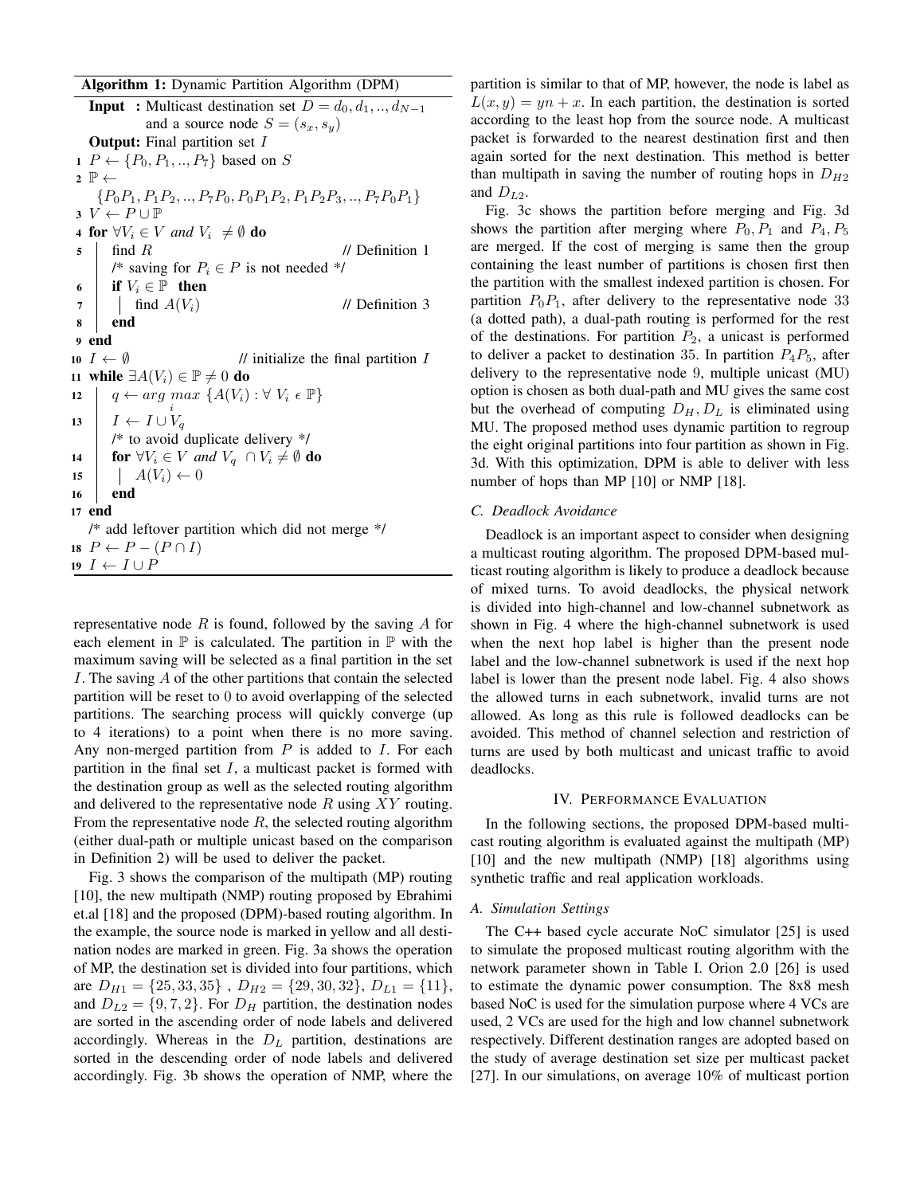**Algorithm 1:** Dynamic Partition Algorithm (DPM)

```
Input  : Multicast destination set D = d_0, d_1, .., d_{N-1}
         and a source node S = (s_x, s_y)
Output: Final partition set I
1  P ← {P_0, P_1, .., P_7} based on S
2  ℙ ← {P_0P_1, P_1P_2, .., P_7P_0, P_0P_1P_2, P_1P_2P_3, .., P_7P_0P_1}
3  V ← P ∪ ℙ
4  for ∀V_i ∈ V and V_i ≠ ∅ do
5      find R                                  // Definition 1
       /* saving for P_i ∈ P is not needed */
6      if V_i ∈ ℙ then
7          find A(V_i)                         // Definition 3
8      end
9  end
10 I ← ∅                       // initialize the final partition I
11 while ∃A(V_i) ∈ ℙ ≠ 0 do
12     q ← arg max_i {A(V_i) : ∀ V_i ∈ ℙ}
13     I ← I ∪ V_q
       /* to avoid duplicate delivery */
14     for ∀V_i ∈ V and V_q ∩ V_i ≠ ∅ do
15         A(V_i) ← 0
16     end
17 end
   /* add leftover partition which did not merge */
18 P ← P − (P ∩ I)
19 I ← I ∪ P
```

representative node $R$ is found, followed by the saving $A$ for each element in $\mathbb{P}$ is calculated. The partition in $\mathbb{P}$ with the maximum saving will be selected as a final partition in the set $I$. The saving $A$ of the other partitions that contain the selected partition will be reset to 0 to avoid overlapping of the selected partitions. The searching process will quickly converge (up to 4 iterations) to a point when there is no more saving. Any non-merged partition from $P$ is added to $I$. For each partition in the final set $I$, a multicast packet is formed with the destination group as well as the selected routing algorithm and delivered to the representative node $R$ using $XY$ routing. From the representative node $R$, the selected routing algorithm (either dual-path or multiple unicast based on the comparison in Definition 2) will be used to deliver the packet.

Fig. 3 shows the comparison of the multipath (MP) routing [10], the new multipath (NMP) routing proposed by Ebrahimi et.al [18] and the proposed (DPM)-based routing algorithm. In the example, the source node is marked in yellow and all destination nodes are marked in green. Fig. 3a shows the operation of MP, the destination set is divided into four partitions, which are $D_{H1} = \{25, 33, 35\}$ , $D_{H2} = \{29, 30, 32\}$, $D_{L1} = \{11\}$, and $D_{L2} = \{9, 7, 2\}$. For $D_H$ partition, the destination nodes are sorted in the ascending order of node labels and delivered accordingly. Whereas in the $D_L$ partition, destinations are sorted in the descending order of node labels and delivered accordingly. Fig. 3b shows the operation of NMP, where the partition is similar to that of MP, however, the node is label as $L(x, y) = yn + x$. In each partition, the destination is sorted according to the least hop from the source node. A multicast packet is forwarded to the nearest destination first and then again sorted for the next destination. This method is better than multipath in saving the number of routing hops in $D_{H2}$ and $D_{L2}$.

Fig. 3c shows the partition before merging and Fig. 3d shows the partition after merging where $P_0, P_1$ and $P_4, P_5$ are merged. If the cost of merging is same then the group containing the least number of partitions is chosen first then the partition with the smallest indexed partition is chosen. For partition $P_0P_1$, after delivery to the representative node 33 (a dotted path), a dual-path routing is performed for the rest of the destinations. For partition $P_2$, a unicast is performed to deliver a packet to destination 35. In partition $P_4P_5$, after delivery to the representative node 9, multiple unicast (MU) option is chosen as both dual-path and MU gives the same cost but the overhead of computing $D_H, D_L$ is eliminated using MU. The proposed method uses dynamic partition to regroup the eight original partitions into four partition as shown in Fig. 3d. With this optimization, DPM is able to deliver with less number of hops than MP [10] or NMP [18].

### C. Deadlock Avoidance

Deadlock is an important aspect to consider when designing a multicast routing algorithm. The proposed DPM-based multicast routing algorithm is likely to produce a deadlock because of mixed turns. To avoid deadlocks, the physical network is divided into high-channel and low-channel subnetwork as shown in Fig. 4 where the high-channel subnetwork is used when the next hop label is higher than the present node label and the low-channel subnetwork is used if the next hop label is lower than the present node label. Fig. 4 also shows the allowed turns in each subnetwork, invalid turns are not allowed. As long as this rule is followed deadlocks can be avoided. This method of channel selection and restriction of turns are used by both multicast and unicast traffic to avoid deadlocks.

## IV. Performance Evaluation

In the following sections, the proposed DPM-based multicast routing algorithm is evaluated against the multipath (MP) [10] and the new multipath (NMP) [18] algorithms using synthetic traffic and real application workloads.

### A. Simulation Settings

The C++ based cycle accurate NoC simulator [25] is used to simulate the proposed multicast routing algorithm with the network parameter shown in Table I. Orion 2.0 [26] is used to estimate the dynamic power consumption. The 8x8 mesh based NoC is used for the simulation purpose where 4 VCs are used, 2 VCs are used for the high and low channel subnetwork respectively. Different destination ranges are adopted based on the study of average destination set size per multicast packet [27]. In our simulations, on average 10% of multicast portion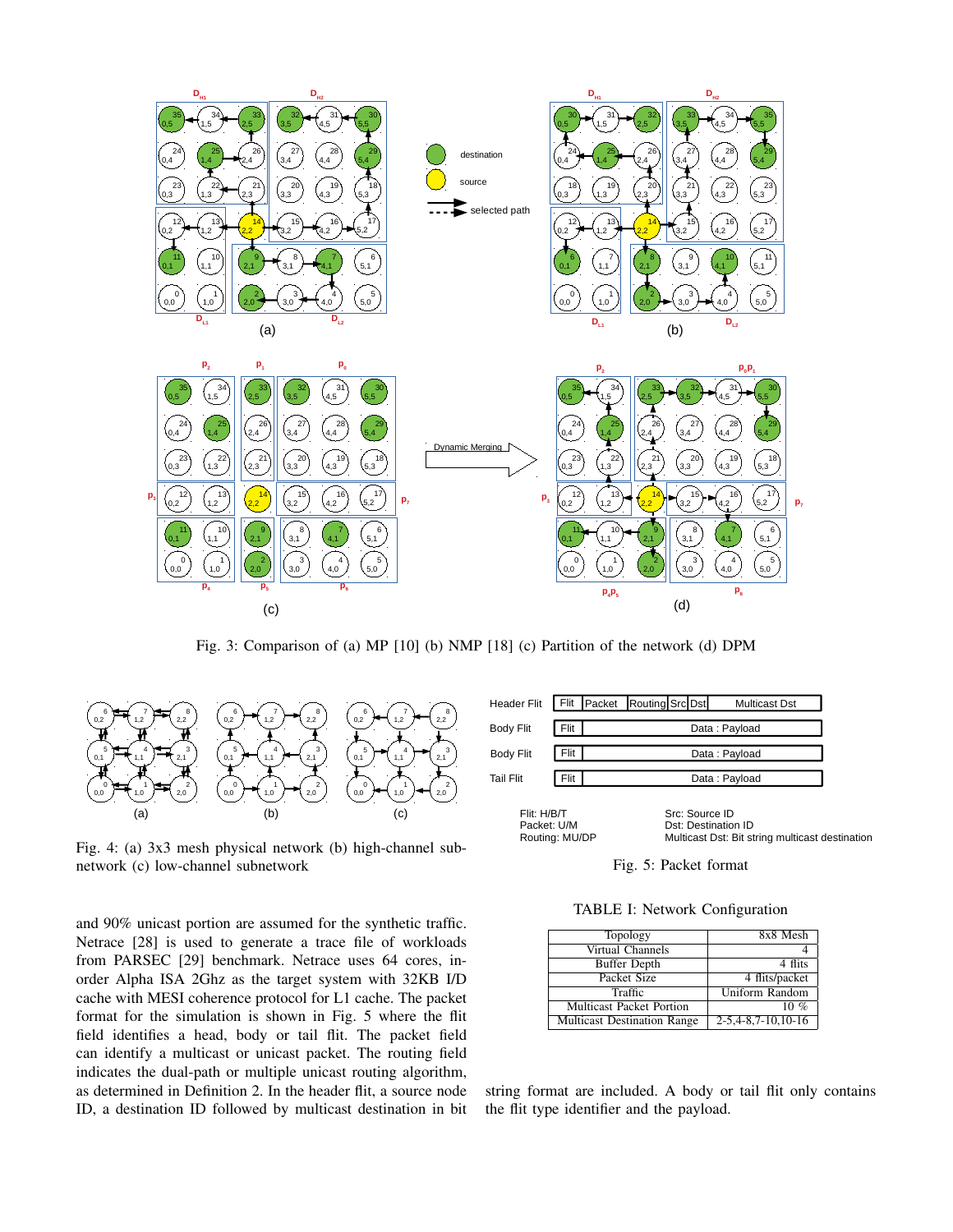Fig. 3: Comparison of (a) MP [10] (b) NMP [18] (c) Partition of the network (d) DPM

Fig. 4: (a) 3x3 mesh physical network (b) high-channel subnetwork (c) low-channel subnetwork

Fig. 5: Packet format

TABLE I: Network Configuration

| Topology | 8x8 Mesh |
|---|---|
| Virtual Channels | 4 |
| Buffer Depth | 4 flits |
| Packet Size | 4 flits/packet |
| Traffic | Uniform Random |
| Multicast Packet Portion | 10 % |
| Multicast Destination Range | 2-5,4-8,7-10,10-16 |

and 90% unicast portion are assumed for the synthetic traffic. Netrace [28] is used to generate a trace file of workloads from PARSEC [29] benchmark. Netrace uses 64 cores, in-order Alpha ISA 2Ghz as the target system with 32KB I/D cache with MESI coherence protocol for L1 cache. The packet format for the simulation is shown in Fig. 5 where the flit field identifies a head, body or tail flit. The packet field can identify a multicast or unicast packet. The routing field indicates the dual-path or multiple unicast routing algorithm, as determined in Definition 2. In the header flit, a source node ID, a destination ID followed by multicast destination in bit string format are included. A body or tail flit only contains the flit type identifier and the payload.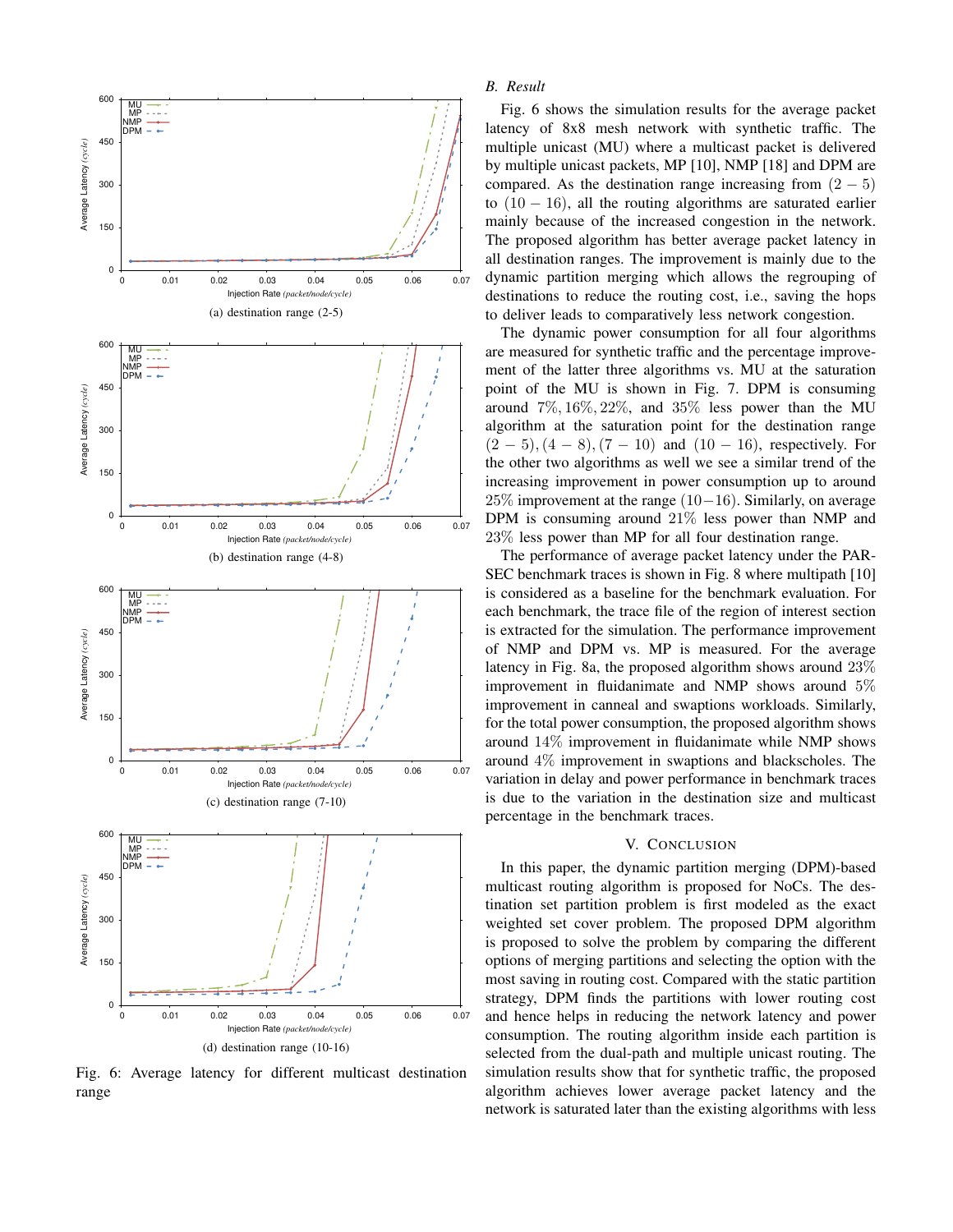(a) destination range (2-5)

(b) destination range (4-8)

(c) destination range (7-10)

(d) destination range (10-16)

Fig. 6: Average latency for different multicast destination range

### B. Result

Fig. 6 shows the simulation results for the average packet latency of 8x8 mesh network with synthetic traffic. The multiple unicast (MU) where a multicast packet is delivered by multiple unicast packets, MP [10], NMP [18] and DPM are compared. As the destination range increasing from $(2-5)$ to $(10-16)$, all the routing algorithms are saturated earlier mainly because of the increased congestion in the network. The proposed algorithm has better average packet latency in all destination ranges. The improvement is mainly due to the dynamic partition merging which allows the regrouping of destinations to reduce the routing cost, i.e., saving the hops to deliver leads to comparatively less network congestion.

The dynamic power consumption for all four algorithms are measured for synthetic traffic and the percentage improvement of the latter three algorithms vs. MU at the saturation point of the MU is shown in Fig. 7. DPM is consuming around $7\%, 16\%, 22\%,$ and $35\%$ less power than the MU algorithm at the saturation point for the destination range $(2-5), (4-8), (7-10)$ and $(10-16)$, respectively. For the other two algorithms as well we see a similar trend of the increasing improvement in power consumption up to around $25\%$ improvement at the range $(10-16)$. Similarly, on average DPM is consuming around $21\%$ less power than NMP and $23\%$ less power than MP for all four destination range.

The performance of average packet latency under the PARSEC benchmark traces is shown in Fig. 8 where multipath [10] is considered as a baseline for the benchmark evaluation. For each benchmark, the trace file of the region of interest section is extracted for the simulation. The performance improvement of NMP and DPM vs. MP is measured. For the average latency in Fig. 8a, the proposed algorithm shows around $23\%$ improvement in fluidanimate and NMP shows around $5\%$ improvement in canneal and swaptions workloads. Similarly, for the total power consumption, the proposed algorithm shows around $14\%$ improvement in fluidanimate while NMP shows around $4\%$ improvement in swaptions and blackscholes. The variation in delay and power performance in benchmark traces is due to the variation in the destination size and multicast percentage in the benchmark traces.

## V. Conclusion

In this paper, the dynamic partition merging (DPM)-based multicast routing algorithm is proposed for NoCs. The destination set partition problem is first modeled as the exact weighted set cover problem. The proposed DPM algorithm is proposed to solve the problem by comparing the different options of merging partitions and selecting the option with the most saving in routing cost. Compared with the static partition strategy, DPM finds the partitions with lower routing cost and hence helps in reducing the network latency and power consumption. The routing algorithm inside each partition is selected from the dual-path and multiple unicast routing. The simulation results show that for synthetic traffic, the proposed algorithm achieves lower average packet latency and the network is saturated later than the existing algorithms with less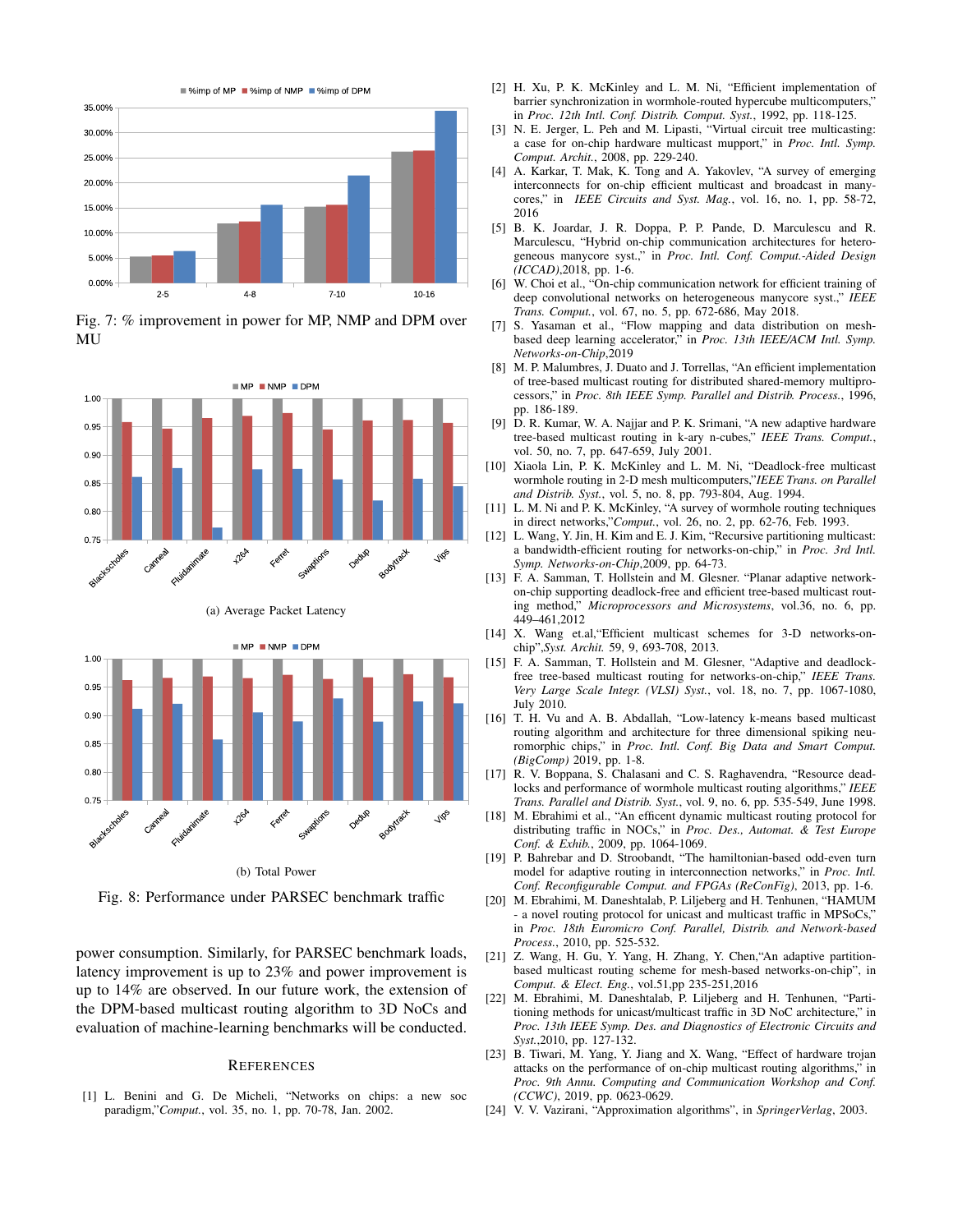Fig. 7: % improvement in power for MP, NMP and DPM over MU

(a) Average Packet Latency

(b) Total Power

Fig. 8: Performance under PARSEC benchmark traffic

power consumption. Similarly, for PARSEC benchmark loads, latency improvement is up to 23% and power improvement is up to 14% are observed. In our future work, the extension of the DPM-based multicast routing algorithm to 3D NoCs and evaluation of machine-learning benchmarks will be conducted.

## REFERENCES

[1] L. Benini and G. De Micheli, "Networks on chips: a new soc paradigm,"*Comput.*, vol. 35, no. 1, pp. 70-78, Jan. 2002.

[2] H. Xu, P. K. McKinley and L. M. Ni, "Efficient implementation of barrier synchronization in wormhole-routed hypercube multicomputers," in *Proc. 12th Intl. Conf. Distrib. Comput. Syst.*, 1992, pp. 118-125.

[3] N. E. Jerger, L. Peh and M. Lipasti, "Virtual circuit tree multicasting: a case for on-chip hardware multicast mupport," in *Proc. Intl. Symp. Comput. Archit.*, 2008, pp. 229-240.

[4] A. Karkar, T. Mak, K. Tong and A. Yakovlev, "A survey of emerging interconnects for on-chip efficient multicast and broadcast in many-cores," in *IEEE Circuits and Syst. Mag.*, vol. 16, no. 1, pp. 58-72, 2016

[5] B. K. Joardar, J. R. Doppa, P. P. Pande, D. Marculescu and R. Marculescu, "Hybrid on-chip communication architectures for heterogeneous manycore syst.," in *Proc. Intl. Conf. Comput.-Aided Design (ICCAD)*,2018, pp. 1-6.

[6] W. Choi et al., "On-chip communication network for efficient training of deep convolutional networks on heterogeneous manycore syst.," *IEEE Trans. Comput.*, vol. 67, no. 5, pp. 672-686, May 2018.

[7] S. Yasaman et al., "Flow mapping and data distribution on mesh-based deep learning accelerator," in *Proc. 13th IEEE/ACM Intl. Symp. Networks-on-Chip*,2019

[8] M. P. Malumbres, J. Duato and J. Torrellas, "An efficient implementation of tree-based multicast routing for distributed shared-memory multiprocessors," in *Proc. 8th IEEE Symp. Parallel and Distrib. Process.*, 1996, pp. 186-189.

[9] D. R. Kumar, W. A. Najjar and P. K. Srimani, "A new adaptive hardware tree-based multicast routing in k-ary n-cubes," *IEEE Trans. Comput.*, vol. 50, no. 7, pp. 647-659, July 2001.

[10] Xiaola Lin, P. K. McKinley and L. M. Ni, "Deadlock-free multicast wormhole routing in 2-D mesh multicomputers,"*IEEE Trans. on Parallel and Distrib. Syst.*, vol. 5, no. 8, pp. 793-804, Aug. 1994.

[11] L. M. Ni and P. K. McKinley, "A survey of wormhole routing techniques in direct networks,"*Comput.*, vol. 26, no. 2, pp. 62-76, Feb. 1993.

[12] L. Wang, Y. Jin, H. Kim and E. J. Kim, "Recursive partitioning multicast: a bandwidth-efficient routing for networks-on-chip," in *Proc. 3rd Intl. Symp. Networks-on-Chip*,2009, pp. 64-73.

[13] F. A. Samman, T. Hollstein and M. Glesner. "Planar adaptive network-on-chip supporting deadlock-free and efficient tree-based multicast routing method," *Microprocessors and Microsystems*, vol.36, no. 6, pp. 449–461,2012

[14] X. Wang et.al,"Efficient multicast schemes for 3-D networks-on-chip",*Syst. Archit.* 59, 9, 693-708, 2013.

[15] F. A. Samman, T. Hollstein and M. Glesner, "Adaptive and deadlock-free tree-based multicast routing for networks-on-chip," *IEEE Trans. Very Large Scale Integr. (VLSI) Syst.*, vol. 18, no. 7, pp. 1067-1080, July 2010.

[16] T. H. Vu and A. B. Abdallah, "Low-latency k-means based multicast routing algorithm and architecture for three dimensional spiking neuromorphic chips," in *Proc. Intl. Conf. Big Data and Smart Comput. (BigComp)* 2019, pp. 1-8.

[17] R. V. Boppana, S. Chalasani and C. S. Raghavendra, "Resource deadlocks and performance of wormhole multicast routing algorithms," *IEEE Trans. Parallel and Distrib. Syst.*, vol. 9, no. 6, pp. 535-549, June 1998.

[18] M. Ebrahimi et al., "An efficent dynamic multicast routing protocol for distributing traffic in NOCs," in *Proc. Des., Automat. & Test Europe Conf. & Exhib.*, 2009, pp. 1064-1069.

[19] P. Bahrebar and D. Stroobandt, "The hamiltonian-based odd-even turn model for adaptive routing in interconnection networks," in *Proc. Intl. Conf. Reconfigurable Comput. and FPGAs (ReConFig)*, 2013, pp. 1-6.

[20] M. Ebrahimi, M. Daneshtalab, P. Liljeberg and H. Tenhunen, "HAMUM - a novel routing protocol for unicast and multicast traffic in MPSoCs," in *Proc. 18th Euromicro Conf. Parallel, Distrib. and Network-based Process.*, 2010, pp. 525-532.

[21] Z. Wang, H. Gu, Y. Yang, H. Zhang, Y. Chen,"An adaptive partition-based multicast routing scheme for mesh-based networks-on-chip", in *Comput. & Elect. Eng.*, vol.51,pp 235-251,2016

[22] M. Ebrahimi, M. Daneshtalab, P. Liljeberg and H. Tenhunen, "Partitioning methods for unicast/multicast traffic in 3D NoC architecture," in *Proc. 13th IEEE Symp. Des. and Diagnostics of Electronic Circuits and Syst.*,2010, pp. 127-132.

[23] B. Tiwari, M. Yang, Y. Jiang and X. Wang, "Effect of hardware trojan attacks on the performance of on-chip multicast routing algorithms," in *Proc. 9th Annu. Computing and Communication Workshop and Conf. (CCWC)*, 2019, pp. 0623-0629.

[24] V. V. Vazirani, "Approximation algorithms", in *SpringerVerlag*, 2003.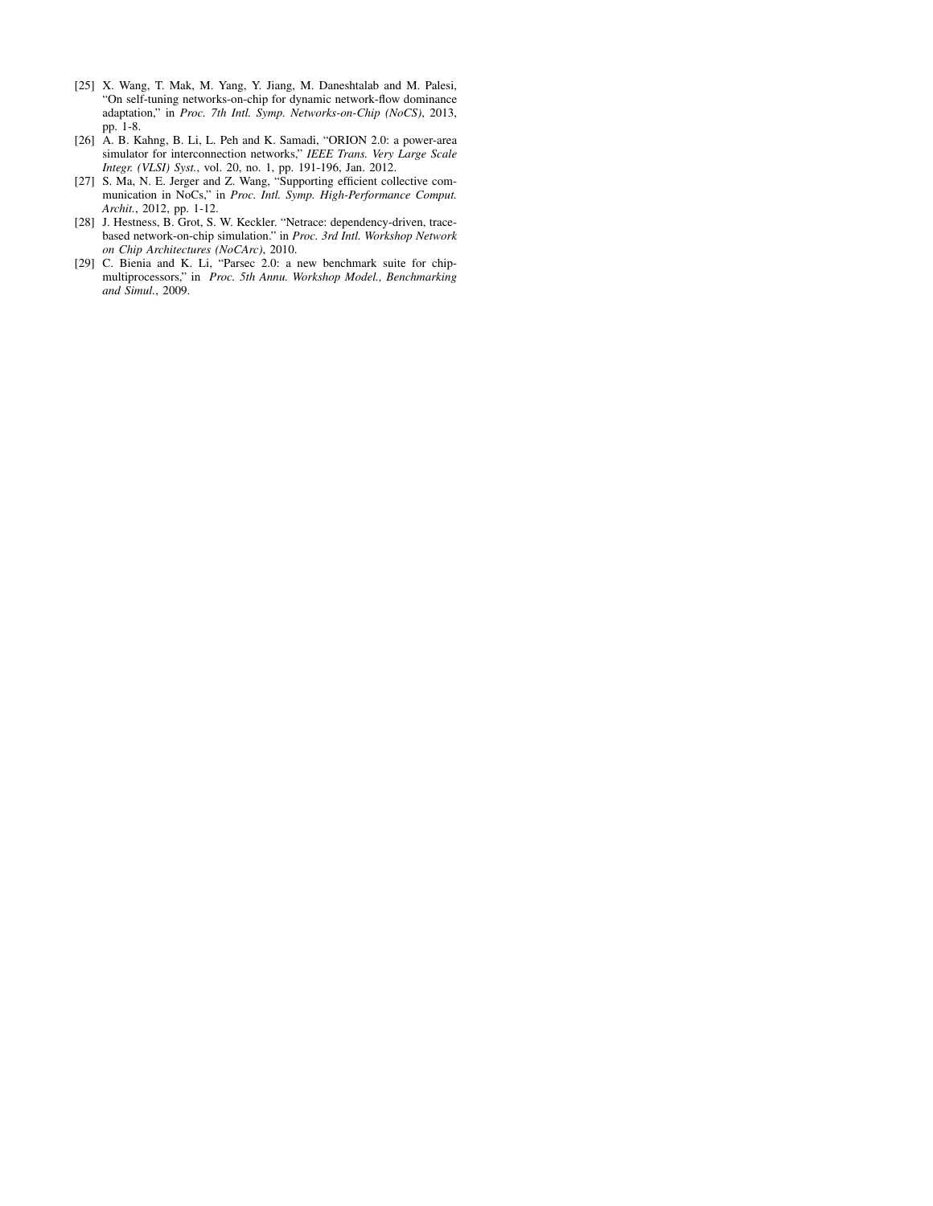[25] X. Wang, T. Mak, M. Yang, Y. Jiang, M. Daneshtalab and M. Palesi, "On self-tuning networks-on-chip for dynamic network-flow dominance adaptation," in *Proc. 7th Intl. Symp. Networks-on-Chip (NoCS)*, 2013, pp. 1-8.

[26] A. B. Kahng, B. Li, L. Peh and K. Samadi, "ORION 2.0: a power-area simulator for interconnection networks," *IEEE Trans. Very Large Scale Integr. (VLSI) Syst.*, vol. 20, no. 1, pp. 191-196, Jan. 2012.

[27] S. Ma, N. E. Jerger and Z. Wang, "Supporting efficient collective communication in NoCs," in *Proc. Intl. Symp. High-Performance Comput. Archit.*, 2012, pp. 1-12.

[28] J. Hestness, B. Grot, S. W. Keckler. "Netrace: dependency-driven, trace-based network-on-chip simulation." in *Proc. 3rd Intl. Workshop Network on Chip Architectures (NoCArc)*, 2010.

[29] C. Bienia and K. Li, "Parsec 2.0: a new benchmark suite for chip-multiprocessors," in *Proc. 5th Annu. Workshop Model., Benchmarking and Simul.*, 2009.